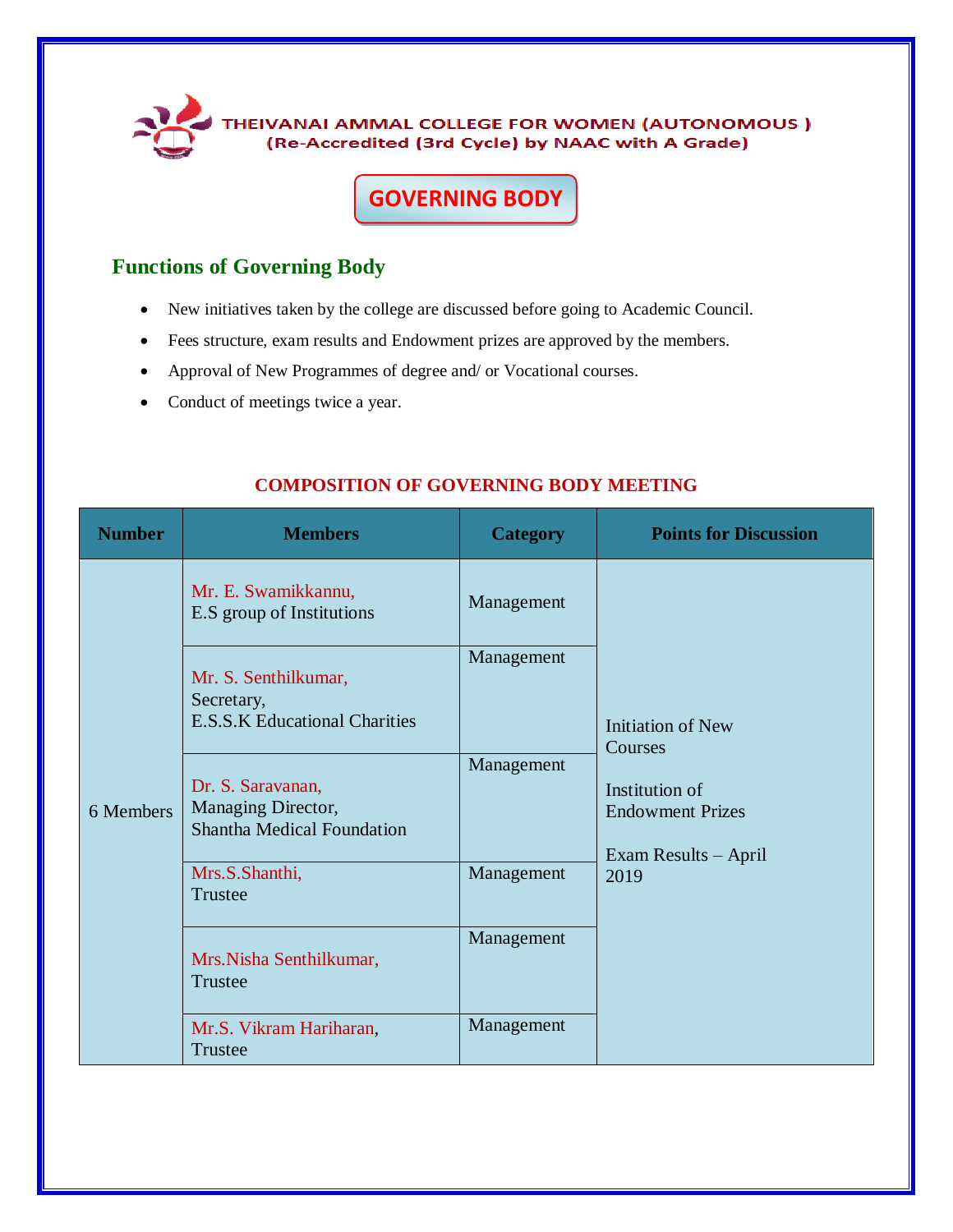THEIVANAI AMMAL COLLEGE FOR WOMEN (AUTONOMOUS )
(Re-Accredited (3rd Cycle) by NAAC with A Grade)

# GOVERNING BODY

## Functions of Governing Body

- New initiatives taken by the college are discussed before going to Academic Council.
- Fees structure, exam results and Endowment prizes are approved by the members.
- Approval of New Programmes of degree and/ or Vocational courses.
- Conduct of meetings twice a year.

### COMPOSITION OF GOVERNING BODY MEETING

| Number | Members | Category | Points for Discussion |
|---|---|---|---|
| 6 Members | Mr. E. Swamikkannu, E.S group of Institutions | Management | Initiation of New Courses<br><br>Institution of Endowment Prizes<br><br>Exam Results – April 2019 |
| | Mr. S. Senthilkumar, Secretary, E.S.S.K Educational Charities | Management | |
| | Dr. S. Saravanan, Managing Director, Shantha Medical Foundation | Management | |
| | Mrs.S.Shanthi, Trustee | Management | |
| | Mrs.Nisha Senthilkumar, Trustee | Management | |
| | Mr.S. Vikram Hariharan, Trustee | Management | |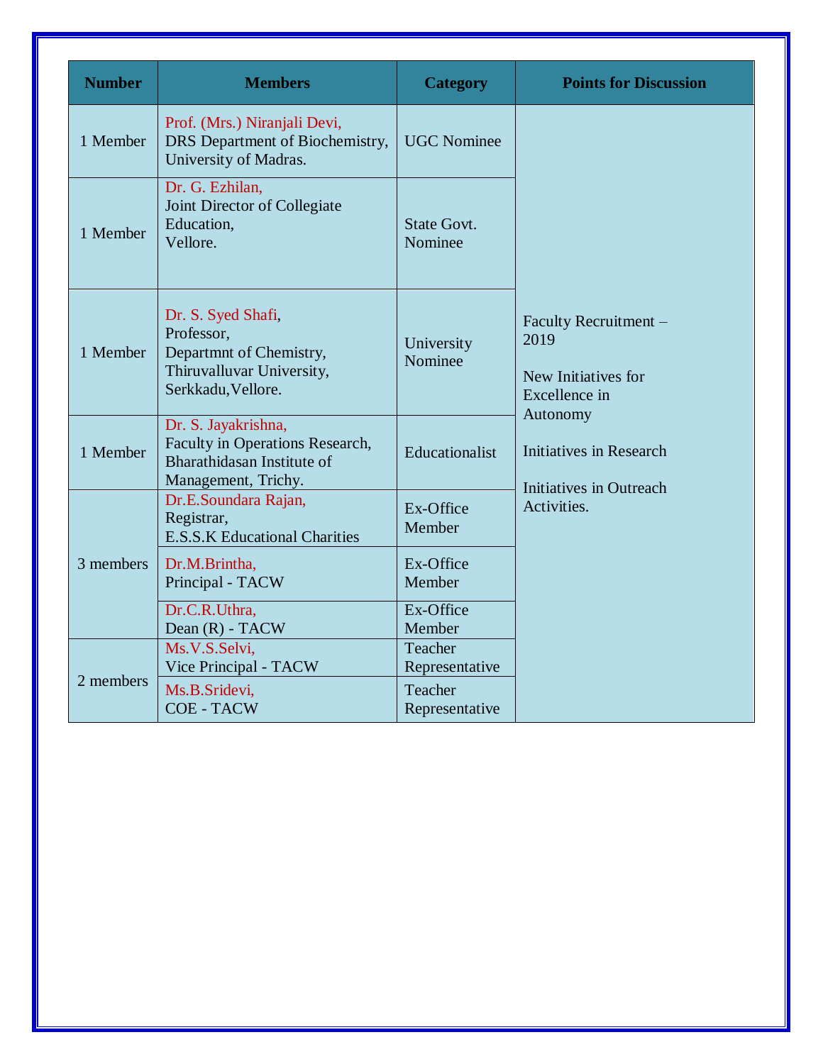| Number | Members | Category | Points for Discussion |
|---|---|---|---|
| 1 Member | Prof. (Mrs.) Niranjali Devi, DRS Department of Biochemistry, University of Madras. | UGC Nominee | Faculty Recruitment – 2019<br><br>New Initiatives for Excellence in Autonomy<br><br>Initiatives in Research<br><br>Initiatives in Outreach Activities. |
| 1 Member | Dr. G. Ezhilan, Joint Director of Collegiate Education, Vellore. | State Govt. Nominee | |
| 1 Member | Dr. S. Syed Shafi, Professor, Departmnt of Chemistry, Thiruvalluvar University, Serkkadu,Vellore. | University Nominee | |
| 1 Member | Dr. S. Jayakrishna, Faculty in Operations Research, Bharathidasan Institute of Management, Trichy. | Educationalist | |
| 3 members | Dr.E.Soundara Rajan, Registrar, E.S.S.K Educational Charities | Ex-Office Member | |
| | Dr.M.Brintha, Principal - TACW | Ex-Office Member | |
| | Dr.C.R.Uthra, Dean (R) - TACW | Ex-Office Member | |
| 2 members | Ms.V.S.Selvi, Vice Principal - TACW | Teacher Representative | |
| | Ms.B.Sridevi, COE - TACW | Teacher Representative | |